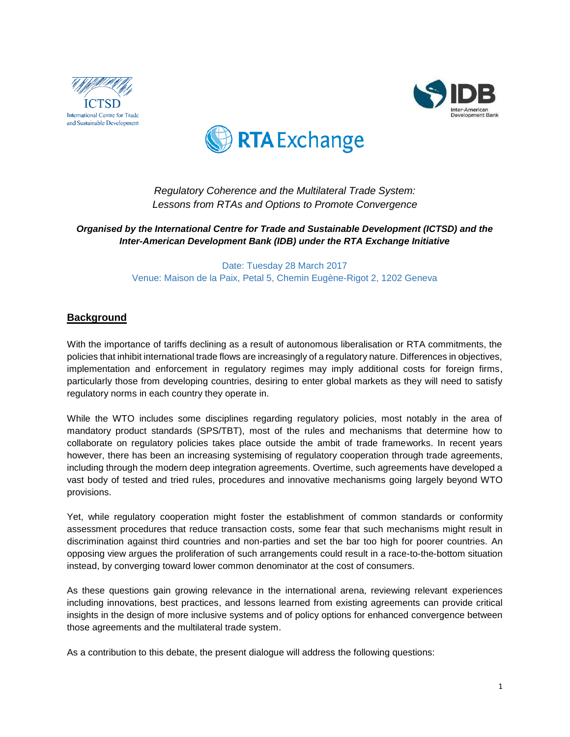ICTSD
International Centre for Trade and Sustainable Development

IDB
Inter-American Development Bank

RTA Exchange

*Regulatory Coherence and the Multilateral Trade System:*
*Lessons from RTAs and Options to Promote Convergence*

***Organised by the International Centre for Trade and Sustainable Development (ICTSD) and the Inter-American Development Bank (IDB) under the RTA Exchange Initiative***

Date: Tuesday 28 March 2017
Venue: Maison de la Paix, Petal 5, Chemin Eugène-Rigot 2, 1202 Geneva

## Background

With the importance of tariffs declining as a result of autonomous liberalisation or RTA commitments, the policies that inhibit international trade flows are increasingly of a regulatory nature. Differences in objectives, implementation and enforcement in regulatory regimes may imply additional costs for foreign firms, particularly those from developing countries, desiring to enter global markets as they will need to satisfy regulatory norms in each country they operate in.

While the WTO includes some disciplines regarding regulatory policies, most notably in the area of mandatory product standards (SPS/TBT), most of the rules and mechanisms that determine how to collaborate on regulatory policies takes place outside the ambit of trade frameworks. In recent years however, there has been an increasing systemising of regulatory cooperation through trade agreements, including through the modern deep integration agreements. Overtime, such agreements have developed a vast body of tested and tried rules, procedures and innovative mechanisms going largely beyond WTO provisions.

Yet, while regulatory cooperation might foster the establishment of common standards or conformity assessment procedures that reduce transaction costs, some fear that such mechanisms might result in discrimination against third countries and non-parties and set the bar too high for poorer countries. An opposing view argues the proliferation of such arrangements could result in a race-to-the-bottom situation instead, by converging toward lower common denominator at the cost of consumers.

As these questions gain growing relevance in the international arena, reviewing relevant experiences including innovations, best practices, and lessons learned from existing agreements can provide critical insights in the design of more inclusive systems and of policy options for enhanced convergence between those agreements and the multilateral trade system.

As a contribution to this debate, the present dialogue will address the following questions: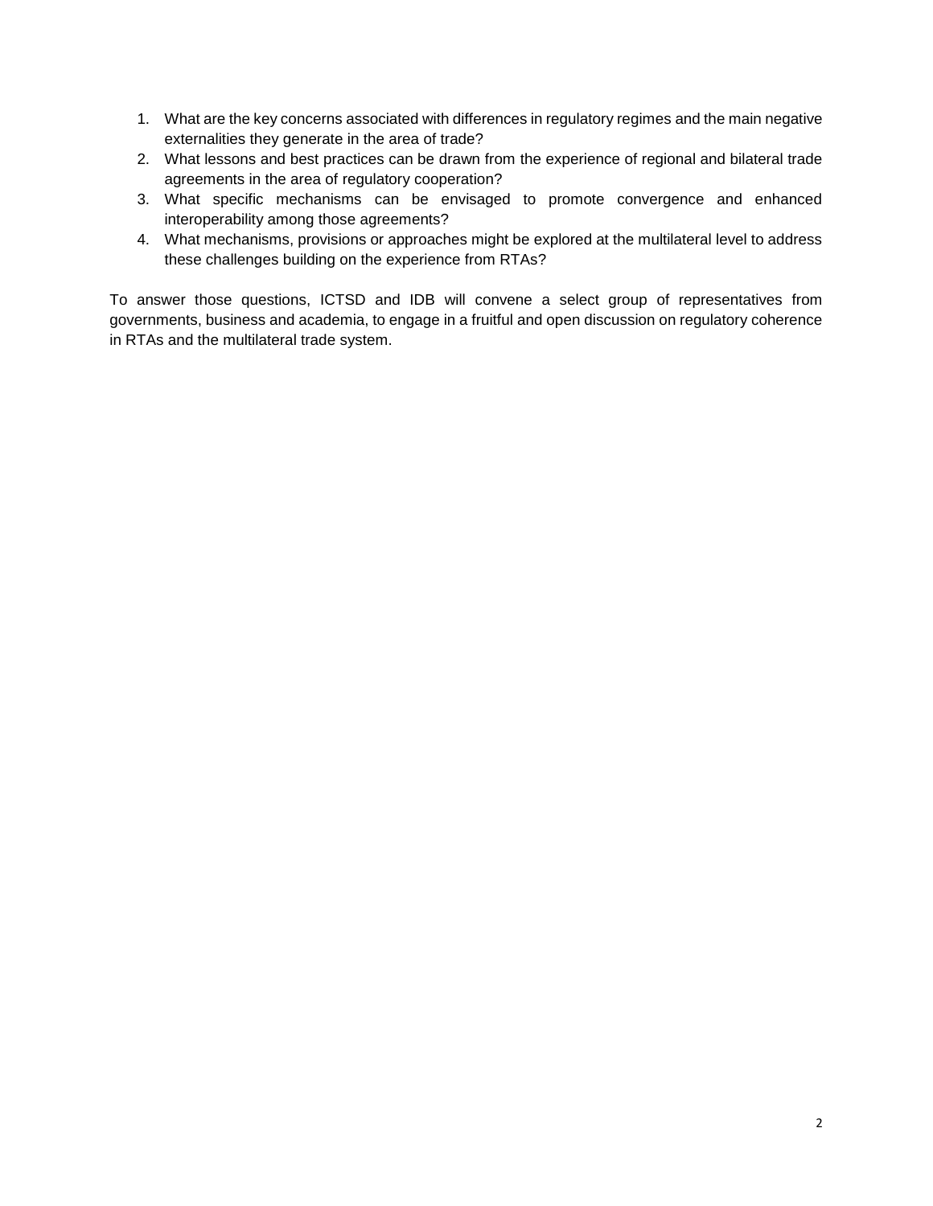1. What are the key concerns associated with differences in regulatory regimes and the main negative externalities they generate in the area of trade?
2. What lessons and best practices can be drawn from the experience of regional and bilateral trade agreements in the area of regulatory cooperation?
3. What specific mechanisms can be envisaged to promote convergence and enhanced interoperability among those agreements?
4. What mechanisms, provisions or approaches might be explored at the multilateral level to address these challenges building on the experience from RTAs?

To answer those questions, ICTSD and IDB will convene a select group of representatives from governments, business and academia, to engage in a fruitful and open discussion on regulatory coherence in RTAs and the multilateral trade system.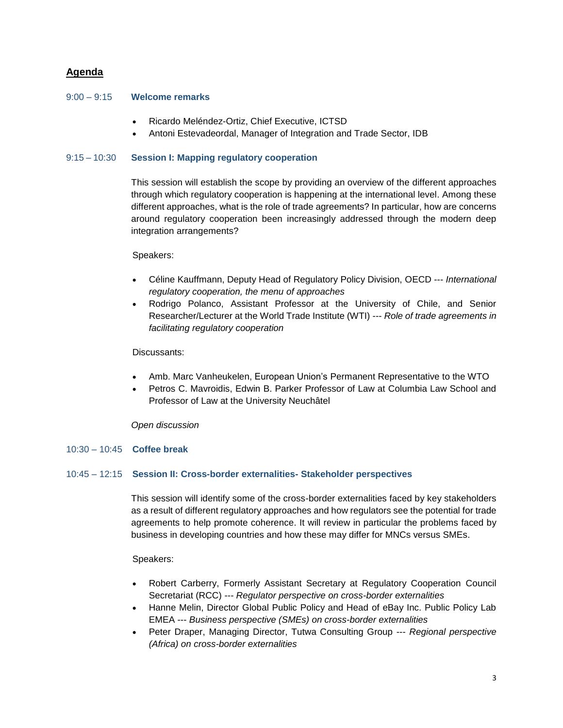## Agenda

9:00 – 9:15 **Welcome remarks**

- Ricardo Meléndez-Ortiz, Chief Executive, ICTSD
- Antoni Estevadeordal, Manager of Integration and Trade Sector, IDB

9:15 – 10:30 **Session I: Mapping regulatory cooperation**

This session will establish the scope by providing an overview of the different approaches through which regulatory cooperation is happening at the international level. Among these different approaches, what is the role of trade agreements? In particular, how are concerns around regulatory cooperation been increasingly addressed through the modern deep integration arrangements?

Speakers:

- Céline Kauffmann, Deputy Head of Regulatory Policy Division, OECD --- *International regulatory cooperation, the menu of approaches*
- Rodrigo Polanco, Assistant Professor at the University of Chile, and Senior Researcher/Lecturer at the World Trade Institute (WTI) --- *Role of trade agreements in facilitating regulatory cooperation*

Discussants:

- Amb. Marc Vanheukelen, European Union's Permanent Representative to the WTO
- Petros C. Mavroidis, Edwin B. Parker Professor of Law at Columbia Law School and Professor of Law at the University Neuchâtel

*Open discussion*

10:30 – 10:45 **Coffee break**

10:45 – 12:15 **Session II: Cross-border externalities- Stakeholder perspectives**

This session will identify some of the cross-border externalities faced by key stakeholders as a result of different regulatory approaches and how regulators see the potential for trade agreements to help promote coherence. It will review in particular the problems faced by business in developing countries and how these may differ for MNCs versus SMEs.

Speakers:

- Robert Carberry, Formerly Assistant Secretary at Regulatory Cooperation Council Secretariat (RCC) --- *Regulator perspective on cross-border externalities*
- Hanne Melin, Director Global Public Policy and Head of eBay Inc. Public Policy Lab EMEA --- *Business perspective (SMEs) on cross-border externalities*
- Peter Draper, Managing Director, Tutwa Consulting Group --- *Regional perspective (Africa) on cross-border externalities*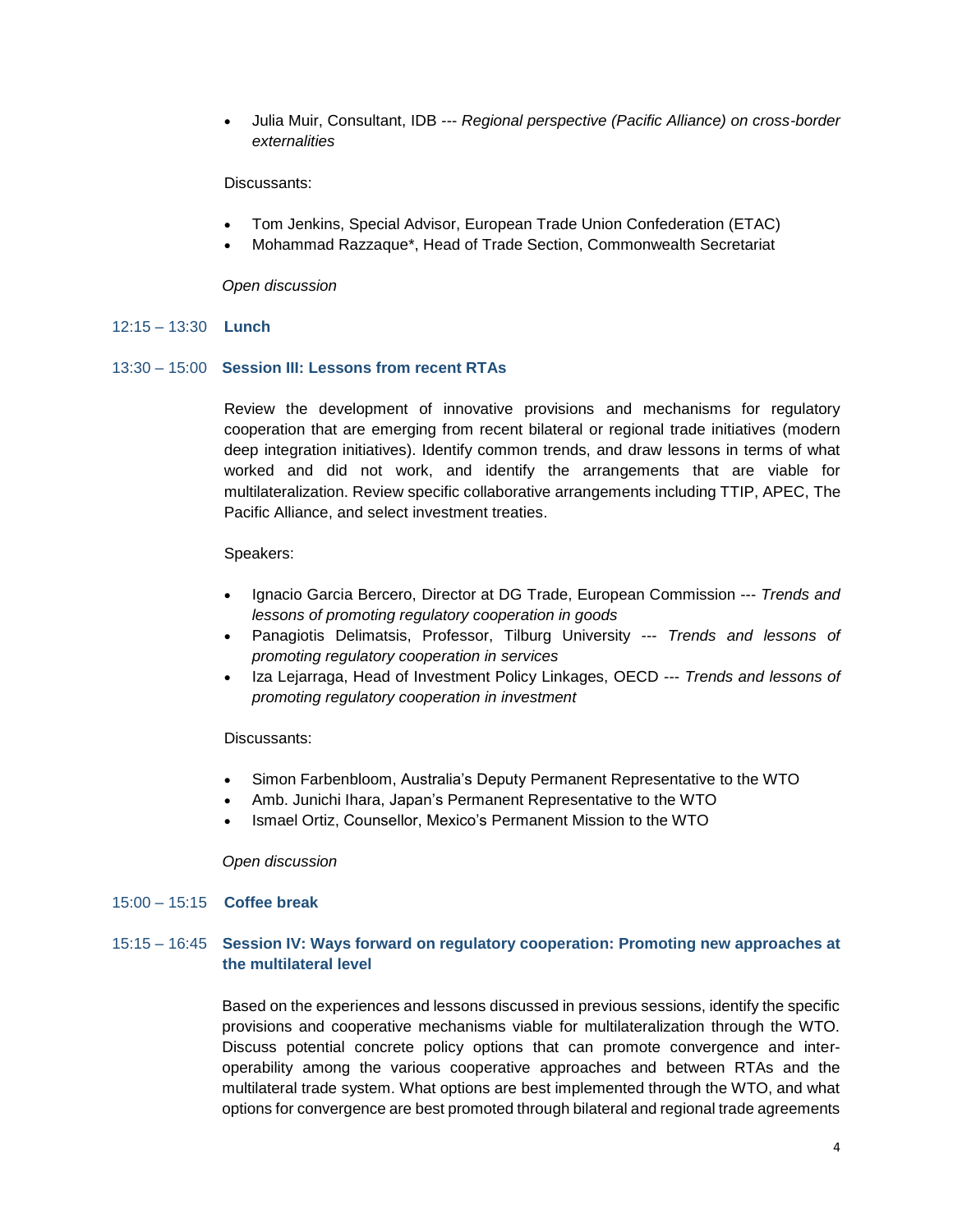- Julia Muir, Consultant, IDB --- *Regional perspective (Pacific Alliance) on cross-border externalities*

Discussants:

- Tom Jenkins, Special Advisor, European Trade Union Confederation (ETAC)
- Mohammad Razzaque*, Head of Trade Section, Commonwealth Secretariat

*Open discussion*

12:15 – 13:30 **Lunch**

13:30 – 15:00 **Session III: Lessons from recent RTAs**

Review the development of innovative provisions and mechanisms for regulatory cooperation that are emerging from recent bilateral or regional trade initiatives (modern deep integration initiatives). Identify common trends, and draw lessons in terms of what worked and did not work, and identify the arrangements that are viable for multilateralization. Review specific collaborative arrangements including TTIP, APEC, The Pacific Alliance, and select investment treaties.

Speakers:

- Ignacio Garcia Bercero, Director at DG Trade, European Commission --- *Trends and lessons of promoting regulatory cooperation in goods*
- Panagiotis Delimatsis, Professor, Tilburg University --- *Trends and lessons of promoting regulatory cooperation in services*
- Iza Lejarraga, Head of Investment Policy Linkages, OECD --- *Trends and lessons of promoting regulatory cooperation in investment*

Discussants:

- Simon Farbenbloom, Australia's Deputy Permanent Representative to the WTO
- Amb. Junichi Ihara, Japan's Permanent Representative to the WTO
- Ismael Ortiz, Counsellor, Mexico's Permanent Mission to the WTO

*Open discussion*

15:00 – 15:15 **Coffee break**

15:15 – 16:45 **Session IV: Ways forward on regulatory cooperation: Promoting new approaches at the multilateral level**

Based on the experiences and lessons discussed in previous sessions, identify the specific provisions and cooperative mechanisms viable for multilateralization through the WTO. Discuss potential concrete policy options that can promote convergence and inter-operability among the various cooperative approaches and between RTAs and the multilateral trade system. What options are best implemented through the WTO, and what options for convergence are best promoted through bilateral and regional trade agreements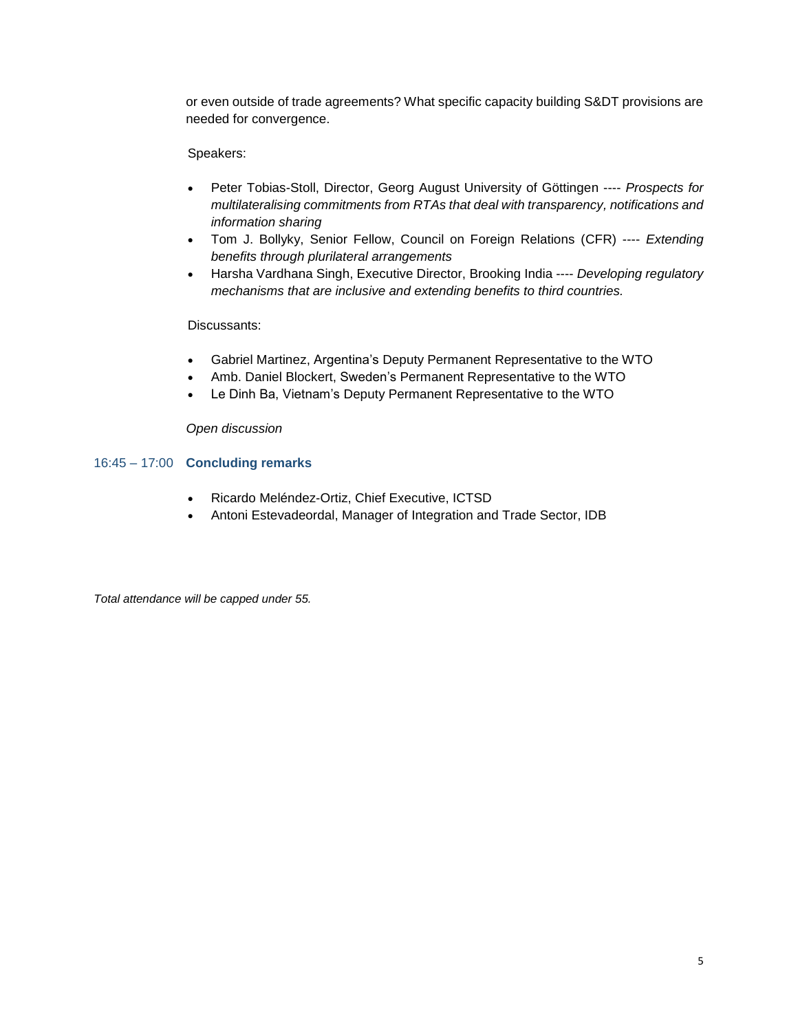or even outside of trade agreements? What specific capacity building S&DT provisions are needed for convergence.

Speakers:

- Peter Tobias-Stoll, Director, Georg August University of Göttingen ---- *Prospects for multilateralising commitments from RTAs that deal with transparency, notifications and information sharing*
- Tom J. Bollyky, Senior Fellow, Council on Foreign Relations (CFR) ---- *Extending benefits through plurilateral arrangements*
- Harsha Vardhana Singh, Executive Director, Brooking India ---- *Developing regulatory mechanisms that are inclusive and extending benefits to third countries.*

Discussants:

- Gabriel Martinez, Argentina's Deputy Permanent Representative to the WTO
- Amb. Daniel Blockert, Sweden's Permanent Representative to the WTO
- Le Dinh Ba, Vietnam's Deputy Permanent Representative to the WTO

*Open discussion*

16:45 – 17:00 **Concluding remarks**

- Ricardo Meléndez-Ortiz, Chief Executive, ICTSD
- Antoni Estevadeordal, Manager of Integration and Trade Sector, IDB

*Total attendance will be capped under 55.*